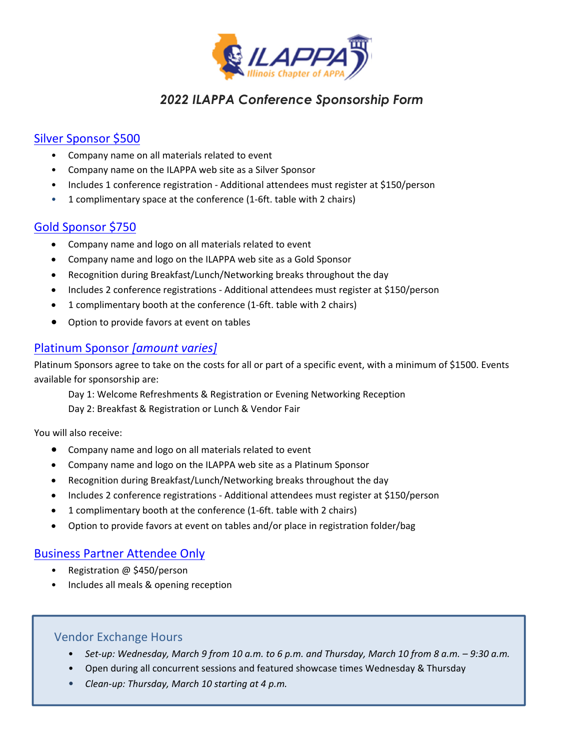# *2022 ILAPPA Conference Sponsorship Form*

## Silver Sponsor $500

- Company name on all materials related to event
- Company name on the ILAPPA web site as a Silver Sponsor
- Includes 1 conference registration - Additional attendees must register at $150/person
- 1 complimentary space at the conference (1-6ft. table with 2 chairs)

## Gold Sponsor $750

- Company name and logo on all materials related to event
- Company name and logo on the ILAPPA web site as a Gold Sponsor
- Recognition during Breakfast/Lunch/Networking breaks throughout the day
- Includes 2 conference registrations - Additional attendees must register at $150/person
- 1 complimentary booth at the conference (1-6ft. table with 2 chairs)
- Option to provide favors at event on tables

## Platinum Sponsor *[amount varies]*

Platinum Sponsors agree to take on the costs for all or part of a specific event, with a minimum of $1500. Events available for sponsorship are:

Day 1: Welcome Refreshments & Registration or Evening Networking Reception
Day 2: Breakfast & Registration or Lunch & Vendor Fair

You will also receive:

- Company name and logo on all materials related to event
- Company name and logo on the ILAPPA web site as a Platinum Sponsor
- Recognition during Breakfast/Lunch/Networking breaks throughout the day
- Includes 2 conference registrations - Additional attendees must register at $150/person
- 1 complimentary booth at the conference (1-6ft. table with 2 chairs)
- Option to provide favors at event on tables and/or place in registration folder/bag

## Business Partner Attendee Only

- Registration @ $450/person
- Includes all meals & opening reception

### Vendor Exchange Hours

- *Set-up: Wednesday, March 9 from 10 a.m. to 6 p.m. and Thursday, March 10 from 8 a.m. – 9:30 a.m.*
- Open during all concurrent sessions and featured showcase times Wednesday & Thursday
- *Clean-up: Thursday, March 10 starting at 4 p.m.*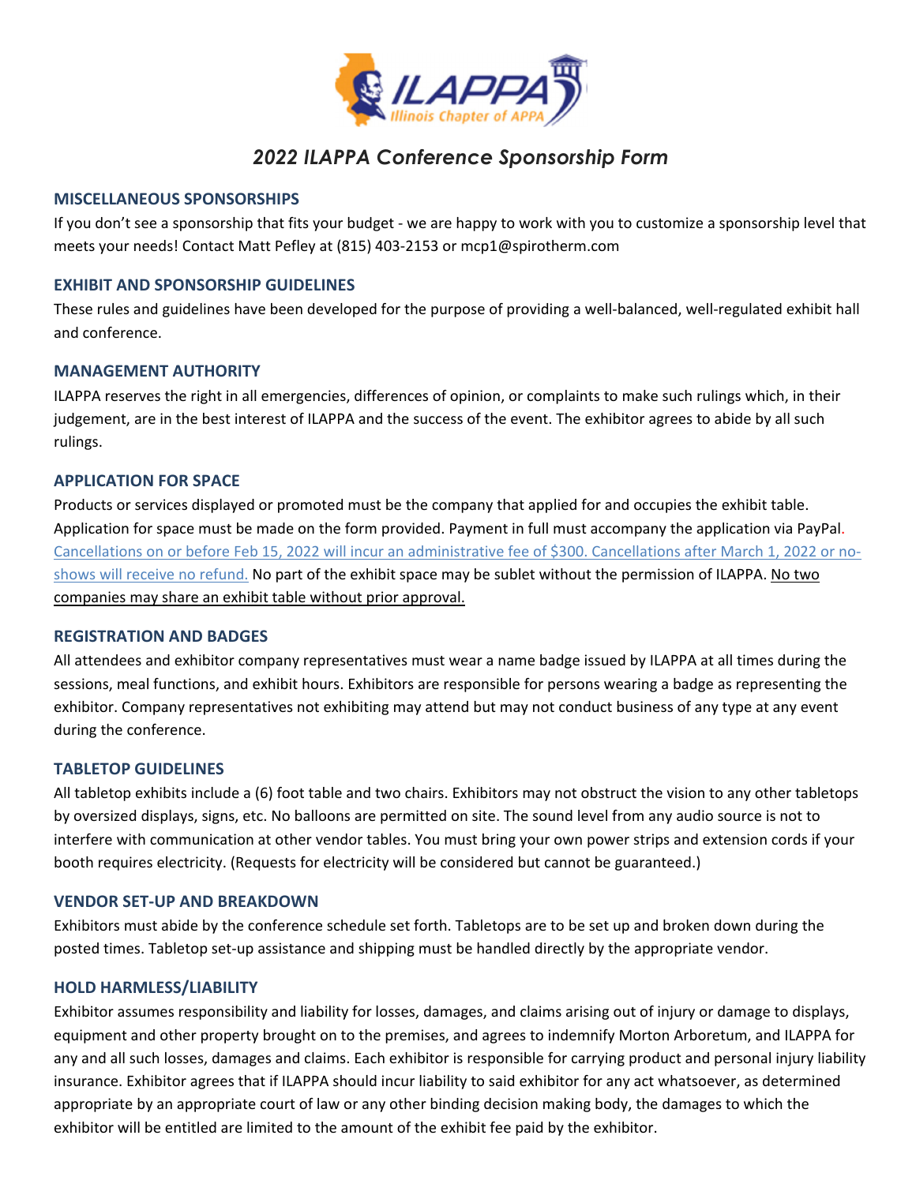# *2022 ILAPPA Conference Sponsorship Form*

## MISCELLANEOUS SPONSORSHIPS

If you don't see a sponsorship that fits your budget - we are happy to work with you to customize a sponsorship level that meets your needs! Contact Matt Pefley at (815) 403-2153 or mcp1@spirotherm.com

## EXHIBIT AND SPONSORSHIP GUIDELINES

These rules and guidelines have been developed for the purpose of providing a well-balanced, well-regulated exhibit hall and conference.

## MANAGEMENT AUTHORITY

ILAPPA reserves the right in all emergencies, differences of opinion, or complaints to make such rulings which, in their judgement, are in the best interest of ILAPPA and the success of the event. The exhibitor agrees to abide by all such rulings.

## APPLICATION FOR SPACE

Products or services displayed or promoted must be the company that applied for and occupies the exhibit table. Application for space must be made on the form provided. Payment in full must accompany the application via PayPal. Cancellations on or before Feb 15, 2022 will incur an administrative fee of $300. Cancellations after March 1, 2022 or no-shows will receive no refund. No part of the exhibit space may be sublet without the permission of ILAPPA. No two companies may share an exhibit table without prior approval.

## REGISTRATION AND BADGES

All attendees and exhibitor company representatives must wear a name badge issued by ILAPPA at all times during the sessions, meal functions, and exhibit hours. Exhibitors are responsible for persons wearing a badge as representing the exhibitor. Company representatives not exhibiting may attend but may not conduct business of any type at any event during the conference.

## TABLETOP GUIDELINES

All tabletop exhibits include a (6) foot table and two chairs. Exhibitors may not obstruct the vision to any other tabletops by oversized displays, signs, etc. No balloons are permitted on site. The sound level from any audio source is not to interfere with communication at other vendor tables. You must bring your own power strips and extension cords if your booth requires electricity. (Requests for electricity will be considered but cannot be guaranteed.)

## VENDOR SET-UP AND BREAKDOWN

Exhibitors must abide by the conference schedule set forth. Tabletops are to be set up and broken down during the posted times. Tabletop set-up assistance and shipping must be handled directly by the appropriate vendor.

## HOLD HARMLESS/LIABILITY

Exhibitor assumes responsibility and liability for losses, damages, and claims arising out of injury or damage to displays, equipment and other property brought on to the premises, and agrees to indemnify Morton Arboretum, and ILAPPA for any and all such losses, damages and claims. Each exhibitor is responsible for carrying product and personal injury liability insurance. Exhibitor agrees that if ILAPPA should incur liability to said exhibitor for any act whatsoever, as determined appropriate by an appropriate court of law or any other binding decision making body, the damages to which the exhibitor will be entitled are limited to the amount of the exhibit fee paid by the exhibitor.